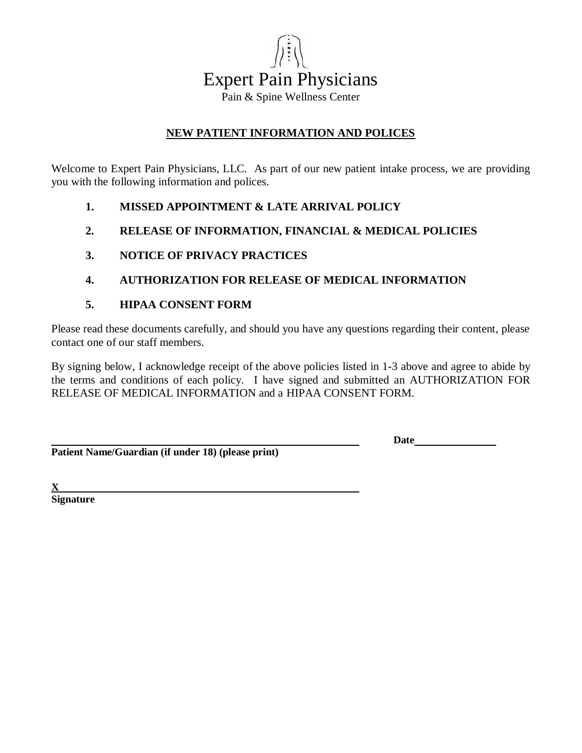# Expert Pain Physicians

Pain & Spine Wellness Center

## NEW PATIENT INFORMATION AND POLICES

Welcome to Expert Pain Physicians, LLC. As part of our new patient intake process, we are providing you with the following information and polices.

1. **MISSED APPOINTMENT & LATE ARRIVAL POLICY**
2. **RELEASE OF INFORMATION, FINANCIAL & MEDICAL POLICIES**
3. **NOTICE OF PRIVACY PRACTICES**
4. **AUTHORIZATION FOR RELEASE OF MEDICAL INFORMATION**
5. **HIPAA CONSENT FORM**

Please read these documents carefully, and should you have any questions regarding their content, please contact one of our staff members.

By signing below, I acknowledge receipt of the above policies listed in 1-3 above and agree to abide by the terms and conditions of each policy. I have signed and submitted an AUTHORIZATION FOR RELEASE OF MEDICAL INFORMATION and a HIPAA CONSENT FORM.

______________________________________________ **Date**______________

**Patient Name/Guardian (if under 18) (please print)**

**X**____________________________________________

**Signature**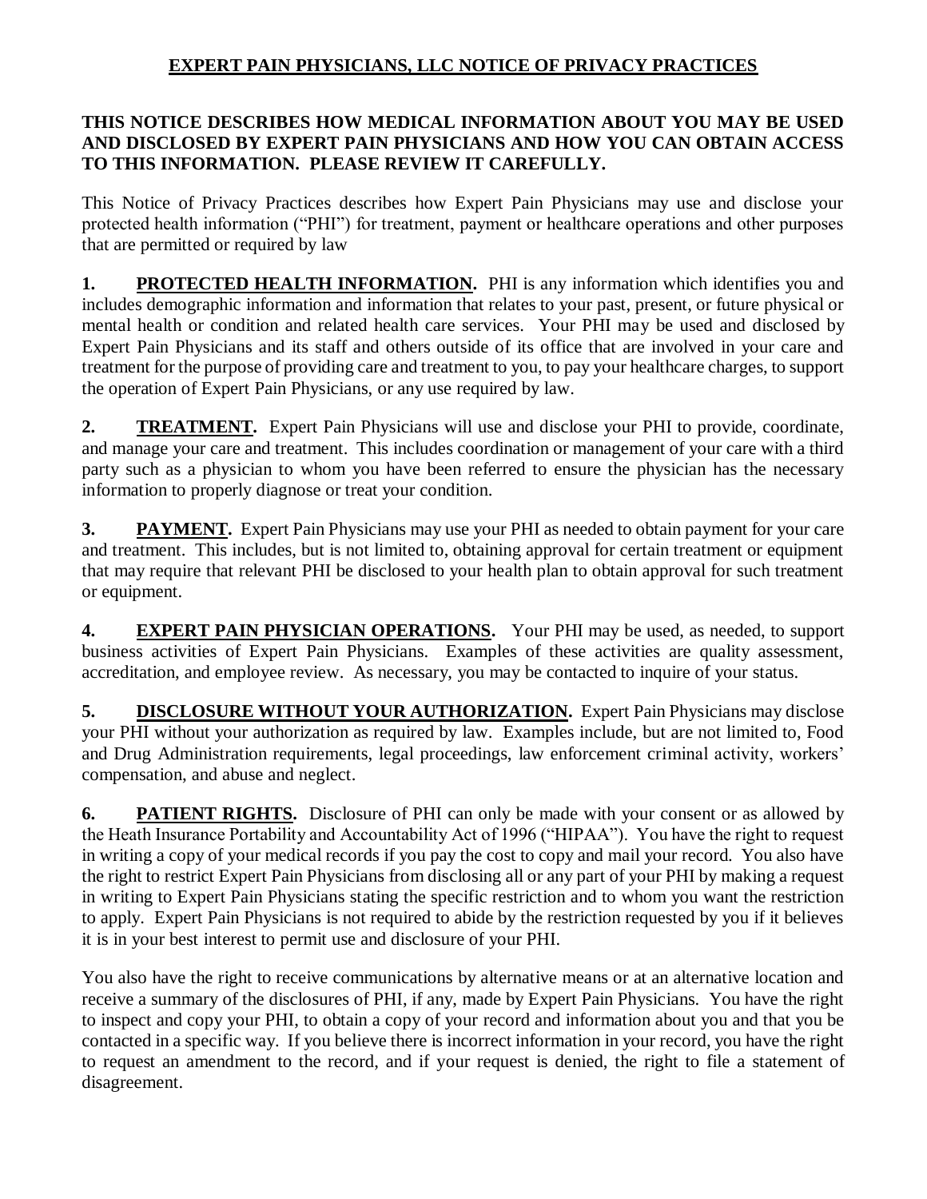# EXPERT PAIN PHYSICIANS, LLC NOTICE OF PRIVACY PRACTICES

**THIS NOTICE DESCRIBES HOW MEDICAL INFORMATION ABOUT YOU MAY BE USED AND DISCLOSED BY EXPERT PAIN PHYSICIANS AND HOW YOU CAN OBTAIN ACCESS TO THIS INFORMATION. PLEASE REVIEW IT CAREFULLY.**

This Notice of Privacy Practices describes how Expert Pain Physicians may use and disclose your protected health information ("PHI") for treatment, payment or healthcare operations and other purposes that are permitted or required by law

**1. PROTECTED HEALTH INFORMATION.** PHI is any information which identifies you and includes demographic information and information that relates to your past, present, or future physical or mental health or condition and related health care services. Your PHI may be used and disclosed by Expert Pain Physicians and its staff and others outside of its office that are involved in your care and treatment for the purpose of providing care and treatment to you, to pay your healthcare charges, to support the operation of Expert Pain Physicians, or any use required by law.

**2. TREATMENT.** Expert Pain Physicians will use and disclose your PHI to provide, coordinate, and manage your care and treatment. This includes coordination or management of your care with a third party such as a physician to whom you have been referred to ensure the physician has the necessary information to properly diagnose or treat your condition.

**3. PAYMENT.** Expert Pain Physicians may use your PHI as needed to obtain payment for your care and treatment. This includes, but is not limited to, obtaining approval for certain treatment or equipment that may require that relevant PHI be disclosed to your health plan to obtain approval for such treatment or equipment.

**4. EXPERT PAIN PHYSICIAN OPERATIONS.** Your PHI may be used, as needed, to support business activities of Expert Pain Physicians. Examples of these activities are quality assessment, accreditation, and employee review. As necessary, you may be contacted to inquire of your status.

**5. DISCLOSURE WITHOUT YOUR AUTHORIZATION.** Expert Pain Physicians may disclose your PHI without your authorization as required by law. Examples include, but are not limited to, Food and Drug Administration requirements, legal proceedings, law enforcement criminal activity, workers' compensation, and abuse and neglect.

**6. PATIENT RIGHTS.** Disclosure of PHI can only be made with your consent or as allowed by the Heath Insurance Portability and Accountability Act of 1996 ("HIPAA"). You have the right to request in writing a copy of your medical records if you pay the cost to copy and mail your record. You also have the right to restrict Expert Pain Physicians from disclosing all or any part of your PHI by making a request in writing to Expert Pain Physicians stating the specific restriction and to whom you want the restriction to apply. Expert Pain Physicians is not required to abide by the restriction requested by you if it believes it is in your best interest to permit use and disclosure of your PHI.

You also have the right to receive communications by alternative means or at an alternative location and receive a summary of the disclosures of PHI, if any, made by Expert Pain Physicians. You have the right to inspect and copy your PHI, to obtain a copy of your record and information about you and that you be contacted in a specific way. If you believe there is incorrect information in your record, you have the right to request an amendment to the record, and if your request is denied, the right to file a statement of disagreement.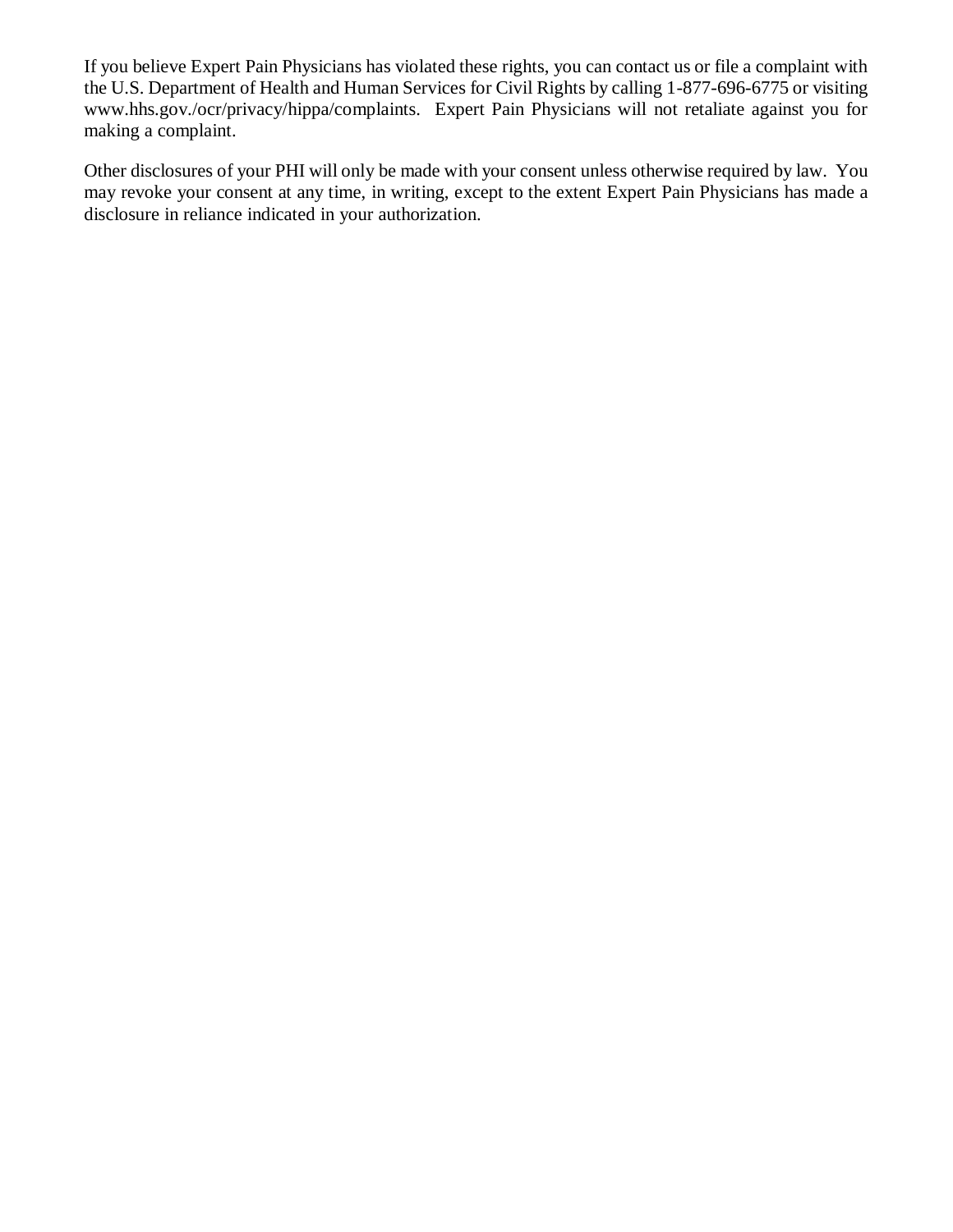If you believe Expert Pain Physicians has violated these rights, you can contact us or file a complaint with the U.S. Department of Health and Human Services for Civil Rights by calling 1-877-696-6775 or visiting www.hhs.gov./ocr/privacy/hippa/complaints. Expert Pain Physicians will not retaliate against you for making a complaint.

Other disclosures of your PHI will only be made with your consent unless otherwise required by law. You may revoke your consent at any time, in writing, except to the extent Expert Pain Physicians has made a disclosure in reliance indicated in your authorization.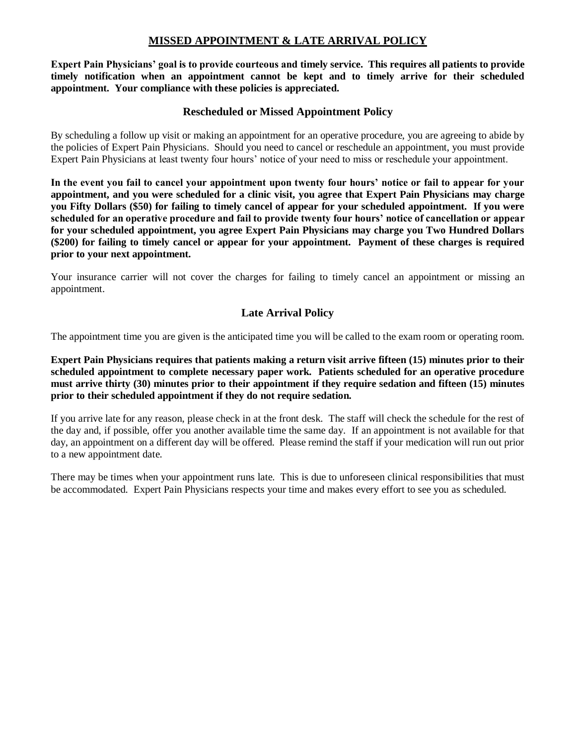# MISSED APPOINTMENT & LATE ARRIVAL POLICY

**Expert Pain Physicians' goal is to provide courteous and timely service. This requires all patients to provide timely notification when an appointment cannot be kept and to timely arrive for their scheduled appointment. Your compliance with these policies is appreciated.**

## Rescheduled or Missed Appointment Policy

By scheduling a follow up visit or making an appointment for an operative procedure, you are agreeing to abide by the policies of Expert Pain Physicians. Should you need to cancel or reschedule an appointment, you must provide Expert Pain Physicians at least twenty four hours' notice of your need to miss or reschedule your appointment.

**In the event you fail to cancel your appointment upon twenty four hours' notice or fail to appear for your appointment, and you were scheduled for a clinic visit, you agree that Expert Pain Physicians may charge you Fifty Dollars ($50) for failing to timely cancel of appear for your scheduled appointment. If you were scheduled for an operative procedure and fail to provide twenty four hours' notice of cancellation or appear for your scheduled appointment, you agree Expert Pain Physicians may charge you Two Hundred Dollars ($200) for failing to timely cancel or appear for your appointment. Payment of these charges is required prior to your next appointment.**

Your insurance carrier will not cover the charges for failing to timely cancel an appointment or missing an appointment.

## Late Arrival Policy

The appointment time you are given is the anticipated time you will be called to the exam room or operating room.

**Expert Pain Physicians requires that patients making a return visit arrive fifteen (15) minutes prior to their scheduled appointment to complete necessary paper work. Patients scheduled for an operative procedure must arrive thirty (30) minutes prior to their appointment if they require sedation and fifteen (15) minutes prior to their scheduled appointment if they do not require sedation.**

If you arrive late for any reason, please check in at the front desk. The staff will check the schedule for the rest of the day and, if possible, offer you another available time the same day. If an appointment is not available for that day, an appointment on a different day will be offered. Please remind the staff if your medication will run out prior to a new appointment date.

There may be times when your appointment runs late. This is due to unforeseen clinical responsibilities that must be accommodated. Expert Pain Physicians respects your time and makes every effort to see you as scheduled.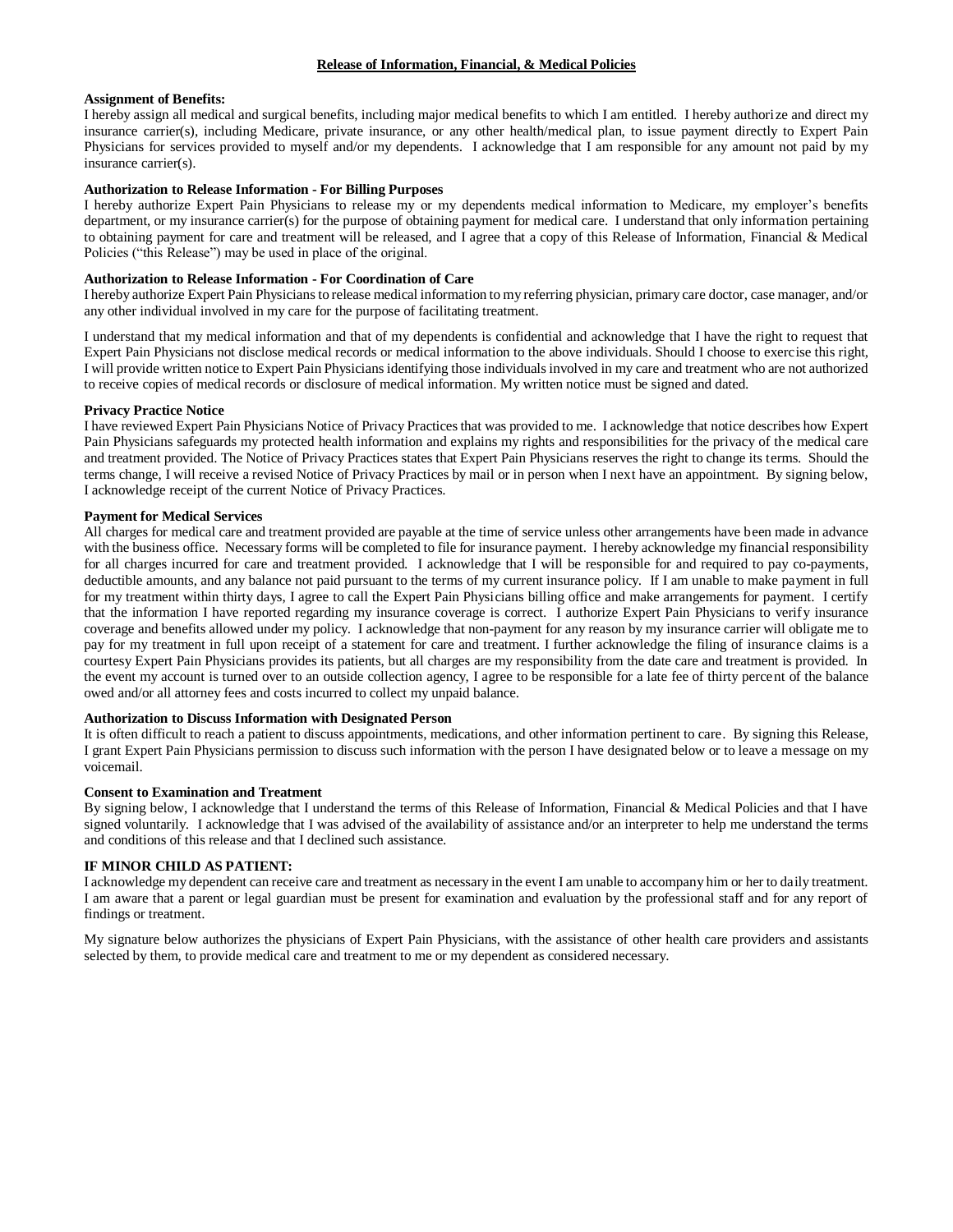## Release of Information, Financial, & Medical Policies

**Assignment of Benefits:**
I hereby assign all medical and surgical benefits, including major medical benefits to which I am entitled. I hereby authorize and direct my insurance carrier(s), including Medicare, private insurance, or any other health/medical plan, to issue payment directly to Expert Pain Physicians for services provided to myself and/or my dependents. I acknowledge that I am responsible for any amount not paid by my insurance carrier(s).

**Authorization to Release Information - For Billing Purposes**
I hereby authorize Expert Pain Physicians to release my or my dependents medical information to Medicare, my employer's benefits department, or my insurance carrier(s) for the purpose of obtaining payment for medical care. I understand that only information pertaining to obtaining payment for care and treatment will be released, and I agree that a copy of this Release of Information, Financial & Medical Policies ("this Release") may be used in place of the original.

**Authorization to Release Information - For Coordination of Care**
I hereby authorize Expert Pain Physicians to release medical information to my referring physician, primary care doctor, case manager, and/or any other individual involved in my care for the purpose of facilitating treatment.

I understand that my medical information and that of my dependents is confidential and acknowledge that I have the right to request that Expert Pain Physicians not disclose medical records or medical information to the above individuals. Should I choose to exercise this right, I will provide written notice to Expert Pain Physicians identifying those individuals involved in my care and treatment who are not authorized to receive copies of medical records or disclosure of medical information. My written notice must be signed and dated.

**Privacy Practice Notice**
I have reviewed Expert Pain Physicians Notice of Privacy Practices that was provided to me. I acknowledge that notice describes how Expert Pain Physicians safeguards my protected health information and explains my rights and responsibilities for the privacy of the medical care and treatment provided. The Notice of Privacy Practices states that Expert Pain Physicians reserves the right to change its terms. Should the terms change, I will receive a revised Notice of Privacy Practices by mail or in person when I next have an appointment. By signing below, I acknowledge receipt of the current Notice of Privacy Practices.

**Payment for Medical Services**
All charges for medical care and treatment provided are payable at the time of service unless other arrangements have been made in advance with the business office. Necessary forms will be completed to file for insurance payment. I hereby acknowledge my financial responsibility for all charges incurred for care and treatment provided. I acknowledge that I will be responsible for and required to pay co-payments, deductible amounts, and any balance not paid pursuant to the terms of my current insurance policy. If I am unable to make payment in full for my treatment within thirty days, I agree to call the Expert Pain Physicians billing office and make arrangements for payment. I certify that the information I have reported regarding my insurance coverage is correct. I authorize Expert Pain Physicians to verify insurance coverage and benefits allowed under my policy. I acknowledge that non-payment for any reason by my insurance carrier will obligate me to pay for my treatment in full upon receipt of a statement for care and treatment. I further acknowledge the filing of insurance claims is a courtesy Expert Pain Physicians provides its patients, but all charges are my responsibility from the date care and treatment is provided. In the event my account is turned over to an outside collection agency, I agree to be responsible for a late fee of thirty percent of the balance owed and/or all attorney fees and costs incurred to collect my unpaid balance.

**Authorization to Discuss Information with Designated Person**
It is often difficult to reach a patient to discuss appointments, medications, and other information pertinent to care. By signing this Release, I grant Expert Pain Physicians permission to discuss such information with the person I have designated below or to leave a message on my voicemail.

**Consent to Examination and Treatment**
By signing below, I acknowledge that I understand the terms of this Release of Information, Financial & Medical Policies and that I have signed voluntarily. I acknowledge that I was advised of the availability of assistance and/or an interpreter to help me understand the terms and conditions of this release and that I declined such assistance.

**IF MINOR CHILD AS PATIENT:**
I acknowledge my dependent can receive care and treatment as necessary in the event I am unable to accompany him or her to daily treatment. I am aware that a parent or legal guardian must be present for examination and evaluation by the professional staff and for any report of findings or treatment.

My signature below authorizes the physicians of Expert Pain Physicians, with the assistance of other health care providers and assistants selected by them, to provide medical care and treatment to me or my dependent as considered necessary.